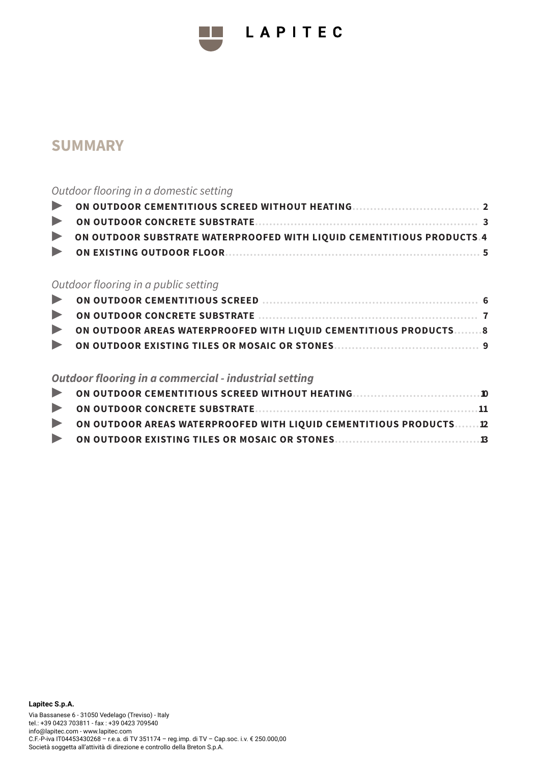LAPITEC

# SUMMARY

*Outdoor flooring in a domestic setting*

- ON OUTDOOR CEMENTITIOUS SCREED WITHOUT HEATING .......... 2
- ON OUTDOOR CONCRETE SUBSTRATE .......... 3
- ON OUTDOOR SUBSTRATE WATERPROOFED WITH LIQUID CEMENTITIOUS PRODUCTS .......... 4
- ON EXISTING OUTDOOR FLOOR .......... 5

*Outdoor flooring in a public setting*

- ON OUTDOOR CEMENTITIOUS SCREED .......... 6
- ON OUTDOOR CONCRETE SUBSTRATE .......... 7
- ON OUTDOOR AREAS WATERPROOFED WITH LIQUID CEMENTITIOUS PRODUCTS .......... 8
- ON OUTDOOR EXISTING TILES OR MOSAIC OR STONES .......... 9

***Outdoor flooring in a commercial - industrial setting***

- ON OUTDOOR CEMENTITIOUS SCREED WITHOUT HEATING .......... 10
- ON OUTDOOR CONCRETE SUBSTRATE .......... 11
- ON OUTDOOR AREAS WATERPROOFED WITH LIQUID CEMENTITIOUS PRODUCTS .......... 12
- ON OUTDOOR EXISTING TILES OR MOSAIC OR STONES .......... 13

**Lapitec S.p.A.**

Via Bassanese 6 - 31050 Vedelago (Treviso) - Italy
tel.: +39 0423 703811 - fax : +39 0423 709540
info@lapitec.com - www.lapitec.com
C.F.-P-iva IT04453430268 – r.e.a. di TV 351174 – reg.imp. di TV – Cap.soc. i.v. € 250.000,00
Società soggetta all'attività di direzione e controllo della Breton S.p.A.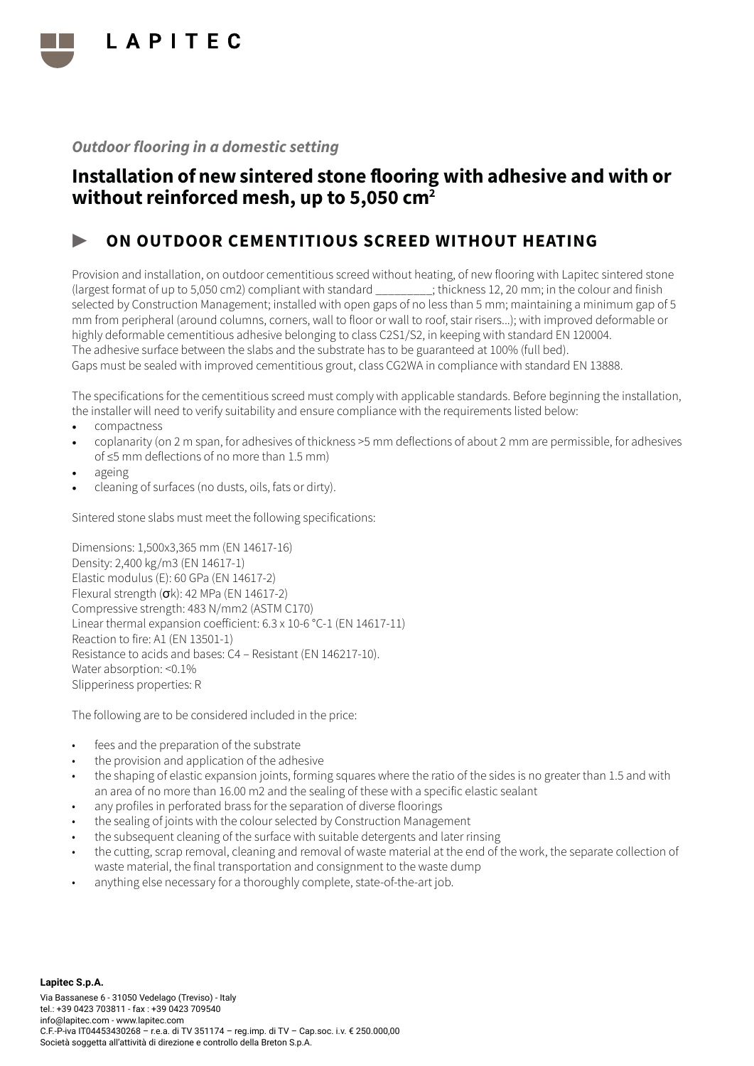*Outdoor flooring in a domestic setting*

# Installation of new sintered stone flooring with adhesive and with or without reinforced mesh, up to 5,050 cm²

## ▶ ON OUTDOOR CEMENTITIOUS SCREED WITHOUT HEATING

Provision and installation, on outdoor cementitious screed without heating, of new flooring with Lapitec sintered stone (largest format of up to 5,050 cm2) compliant with standard _________; thickness 12, 20 mm; in the colour and finish selected by Construction Management; installed with open gaps of no less than 5 mm; maintaining a minimum gap of 5 mm from peripheral (around columns, corners, wall to floor or wall to roof, stair risers…); with improved deformable or highly deformable cementitious adhesive belonging to class C2S1/S2, in keeping with standard EN 120004.
The adhesive surface between the slabs and the substrate has to be guaranteed at 100% (full bed).
Gaps must be sealed with improved cementitious grout, class CG2WA in compliance with standard EN 13888.

The specifications for the cementitious screed must comply with applicable standards. Before beginning the installation, the installer will need to verify suitability and ensure compliance with the requirements listed below:

- compactness
- coplanarity (on 2 m span, for adhesives of thickness >5 mm deflections of about 2 mm are permissible, for adhesives of ≤5 mm deflections of no more than 1.5 mm)
- ageing
- cleaning of surfaces (no dusts, oils, fats or dirty).

Sintered stone slabs must meet the following specifications:

Dimensions: 1,500x3,365 mm (EN 14617-16)
Density: 2,400 kg/m3 (EN 14617-1)
Elastic modulus (E): 60 GPa (EN 14617-2)
Flexural strength ($\sigma$k): 42 MPa (EN 14617-2)
Compressive strength: 483 N/mm2 (ASTM C170)
Linear thermal expansion coefficient: 6.3 x 10-6 °C-1 (EN 14617-11)
Reaction to fire: A1 (EN 13501-1)
Resistance to acids and bases: C4 – Resistant (EN 146217-10).
Water absorption: <0.1%
Slipperiness properties: R

The following are to be considered included in the price:

- fees and the preparation of the substrate
- the provision and application of the adhesive
- the shaping of elastic expansion joints, forming squares where the ratio of the sides is no greater than 1.5 and with an area of no more than 16.00 m2 and the sealing of these with a specific elastic sealant
- any profiles in perforated brass for the separation of diverse floorings
- the sealing of joints with the colour selected by Construction Management
- the subsequent cleaning of the surface with suitable detergents and later rinsing
- the cutting, scrap removal, cleaning and removal of waste material at the end of the work, the separate collection of waste material, the final transportation and consignment to the waste dump
- anything else necessary for a thoroughly complete, state-of-the-art job.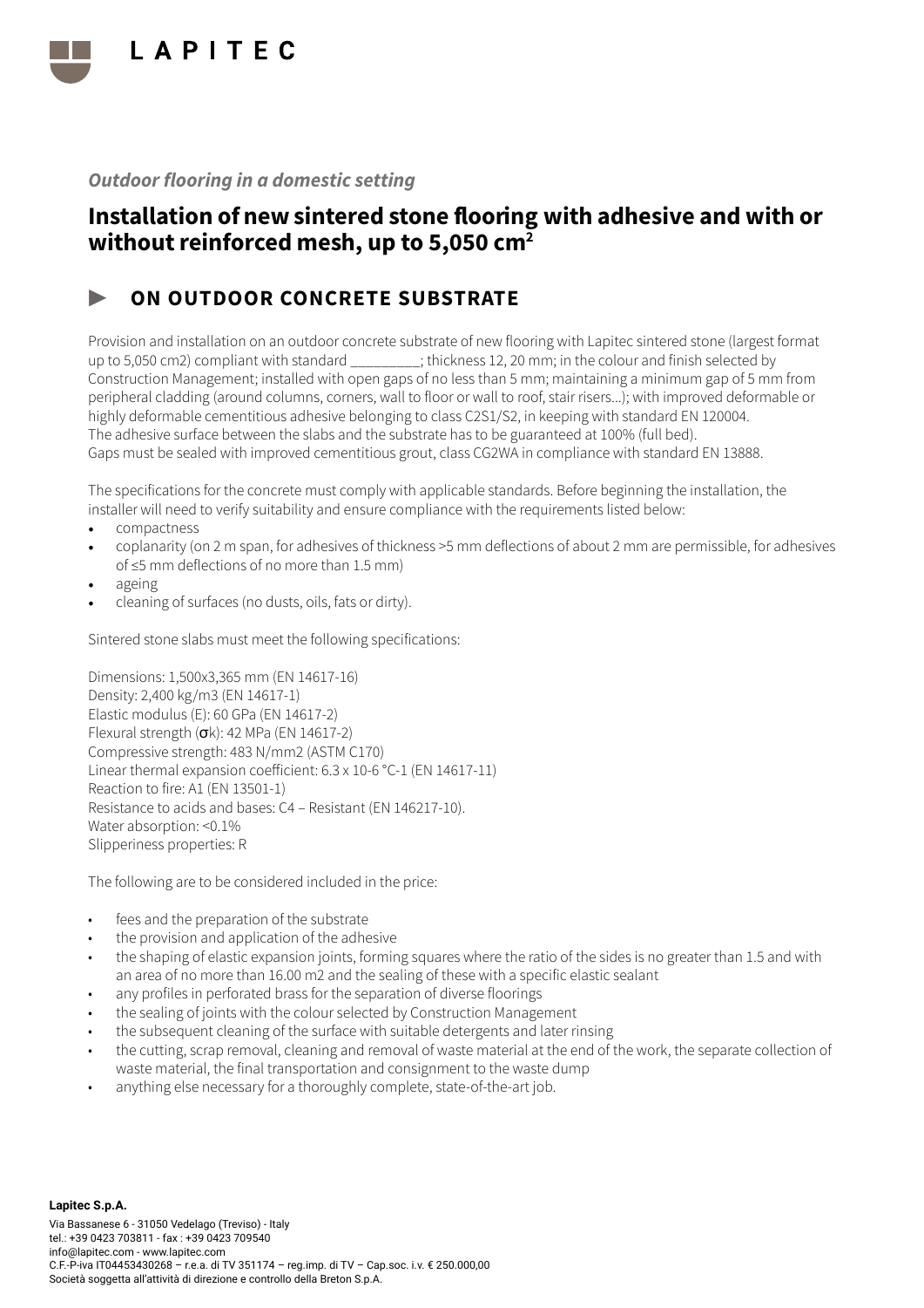*Outdoor flooring in a domestic setting*

# Installation of new sintered stone flooring with adhesive and with or without reinforced mesh, up to 5,050 cm$^2$

## ▶ ON OUTDOOR CONCRETE SUBSTRATE

Provision and installation on an outdoor concrete substrate of new flooring with Lapitec sintered stone (largest format up to 5,050 cm2) compliant with standard _________; thickness 12, 20 mm; in the colour and finish selected by Construction Management; installed with open gaps of no less than 5 mm; maintaining a minimum gap of 5 mm from peripheral cladding (around columns, corners, wall to floor or wall to roof, stair risers...); with improved deformable or highly deformable cementitious adhesive belonging to class C2S1/S2, in keeping with standard EN 120004.
The adhesive surface between the slabs and the substrate has to be guaranteed at 100% (full bed).
Gaps must be sealed with improved cementitious grout, class CG2WA in compliance with standard EN 13888.

The specifications for the concrete must comply with applicable standards. Before beginning the installation, the installer will need to verify suitability and ensure compliance with the requirements listed below:

- compactness
- coplanarity (on 2 m span, for adhesives of thickness >5 mm deflections of about 2 mm are permissible, for adhesives of ≤5 mm deflections of no more than 1.5 mm)
- ageing
- cleaning of surfaces (no dusts, oils, fats or dirty).

Sintered stone slabs must meet the following specifications:

Dimensions: 1,500x3,365 mm (EN 14617-16)
Density: 2,400 kg/m3 (EN 14617-1)
Elastic modulus (E): 60 GPa (EN 14617-2)
Flexural strength ($\sigma$k): 42 MPa (EN 14617-2)
Compressive strength: 483 N/mm2 (ASTM C170)
Linear thermal expansion coefficient: 6.3 x 10-6 °C-1 (EN 14617-11)
Reaction to fire: A1 (EN 13501-1)
Resistance to acids and bases: C4 – Resistant (EN 146217-10).
Water absorption: <0.1%
Slipperiness properties: R

The following are to be considered included in the price:

- fees and the preparation of the substrate
- the provision and application of the adhesive
- the shaping of elastic expansion joints, forming squares where the ratio of the sides is no greater than 1.5 and with an area of no more than 16.00 m2 and the sealing of these with a specific elastic sealant
- any profiles in perforated brass for the separation of diverse floorings
- the sealing of joints with the colour selected by Construction Management
- the subsequent cleaning of the surface with suitable detergents and later rinsing
- the cutting, scrap removal, cleaning and removal of waste material at the end of the work, the separate collection of waste material, the final transportation and consignment to the waste dump
- anything else necessary for a thoroughly complete, state-of-the-art job.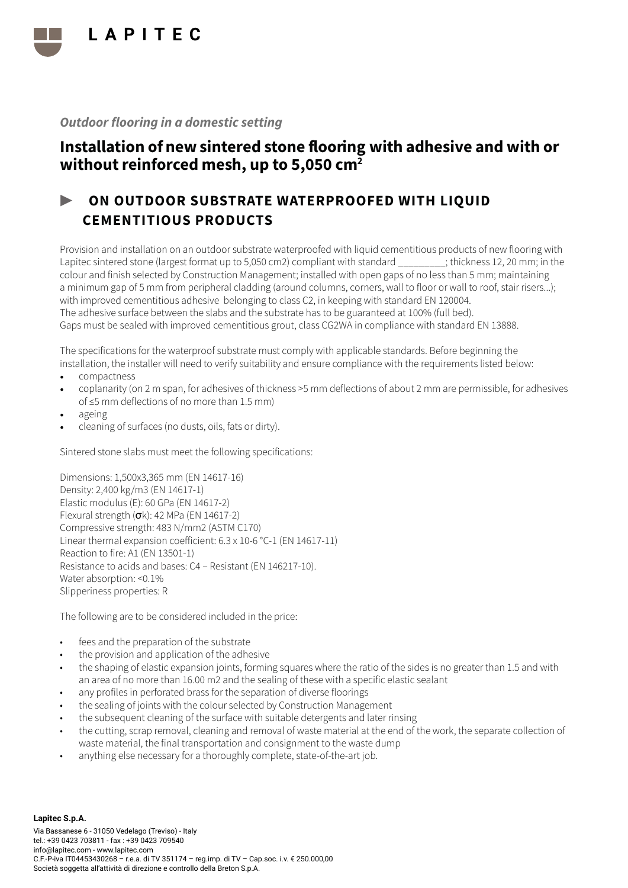*Outdoor flooring in a domestic setting*

# Installation of new sintered stone flooring with adhesive and with or without reinforced mesh, up to 5,050 cm²

## ► ON OUTDOOR SUBSTRATE WATERPROOFED WITH LIQUID CEMENTITIOUS PRODUCTS

Provision and installation on an outdoor substrate waterproofed with liquid cementitious products of new flooring with Lapitec sintered stone (largest format up to 5,050 cm2) compliant with standard _________; thickness 12, 20 mm; in the colour and finish selected by Construction Management; installed with open gaps of no less than 5 mm; maintaining a minimum gap of 5 mm from peripheral cladding (around columns, corners, wall to floor or wall to roof, stair risers...); with improved cementitious adhesive belonging to class C2, in keeping with standard EN 120004.
The adhesive surface between the slabs and the substrate has to be guaranteed at 100% (full bed).
Gaps must be sealed with improved cementitious grout, class CG2WA in compliance with standard EN 13888.

The specifications for the waterproof substrate must comply with applicable standards. Before beginning the installation, the installer will need to verify suitability and ensure compliance with the requirements listed below:

- compactness
- coplanarity (on 2 m span, for adhesives of thickness >5 mm deflections of about 2 mm are permissible, for adhesives of ≤5 mm deflections of no more than 1.5 mm)
- ageing
- cleaning of surfaces (no dusts, oils, fats or dirty).

Sintered stone slabs must meet the following specifications:

Dimensions: 1,500x3,365 mm (EN 14617-16)
Density: 2,400 kg/m3 (EN 14617-1)
Elastic modulus (E): 60 GPa (EN 14617-2)
Flexural strength (σk): 42 MPa (EN 14617-2)
Compressive strength: 483 N/mm2 (ASTM C170)
Linear thermal expansion coefficient: 6.3 x 10-6 °C-1 (EN 14617-11)
Reaction to fire: A1 (EN 13501-1)
Resistance to acids and bases: C4 – Resistant (EN 146217-10).
Water absorption: <0.1%
Slipperiness properties: R

The following are to be considered included in the price:

- fees and the preparation of the substrate
- the provision and application of the adhesive
- the shaping of elastic expansion joints, forming squares where the ratio of the sides is no greater than 1.5 and with an area of no more than 16.00 m2 and the sealing of these with a specific elastic sealant
- any profiles in perforated brass for the separation of diverse floorings
- the sealing of joints with the colour selected by Construction Management
- the subsequent cleaning of the surface with suitable detergents and later rinsing
- the cutting, scrap removal, cleaning and removal of waste material at the end of the work, the separate collection of waste material, the final transportation and consignment to the waste dump
- anything else necessary for a thoroughly complete, state-of-the-art job.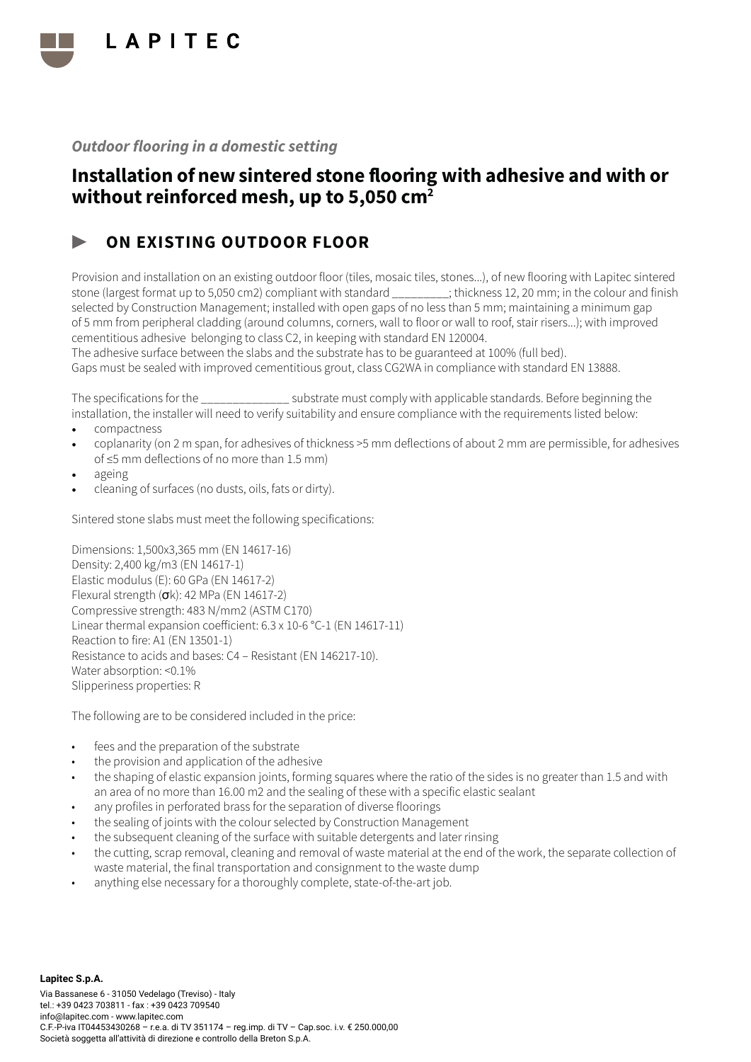*Outdoor flooring in a domestic setting*

# Installation of new sintered stone flooring with adhesive and with or without reinforced mesh, up to 5,050 cm²

## ▶ ON EXISTING OUTDOOR FLOOR

Provision and installation on an existing outdoor floor (tiles, mosaic tiles, stones...), of new flooring with Lapitec sintered stone (largest format up to 5,050 cm2) compliant with standard _________; thickness 12, 20 mm; in the colour and finish selected by Construction Management; installed with open gaps of no less than 5 mm; maintaining a minimum gap of 5 mm from peripheral cladding (around columns, corners, wall to floor or wall to roof, stair risers...); with improved cementitious adhesive belonging to class C2, in keeping with standard EN 120004.
The adhesive surface between the slabs and the substrate has to be guaranteed at 100% (full bed).
Gaps must be sealed with improved cementitious grout, class CG2WA in compliance with standard EN 13888.

The specifications for the ______________ substrate must comply with applicable standards. Before beginning the installation, the installer will need to verify suitability and ensure compliance with the requirements listed below:

- compactness
- coplanarity (on 2 m span, for adhesives of thickness >5 mm deflections of about 2 mm are permissible, for adhesives of ≤5 mm deflections of no more than 1.5 mm)
- ageing
- cleaning of surfaces (no dusts, oils, fats or dirty).

Sintered stone slabs must meet the following specifications:

Dimensions: 1,500x3,365 mm (EN 14617-16)
Density: 2,400 kg/m3 (EN 14617-1)
Elastic modulus (E): 60 GPa (EN 14617-2)
Flexural strength ($\sigma k$): 42 MPa (EN 14617-2)
Compressive strength: 483 N/mm2 (ASTM C170)
Linear thermal expansion coefficient: 6.3 x 10-6 °C-1 (EN 14617-11)
Reaction to fire: A1 (EN 13501-1)
Resistance to acids and bases: C4 – Resistant (EN 146217-10).
Water absorption: <0.1%
Slipperiness properties: R

The following are to be considered included in the price:

- fees and the preparation of the substrate
- the provision and application of the adhesive
- the shaping of elastic expansion joints, forming squares where the ratio of the sides is no greater than 1.5 and with an area of no more than 16.00 m2 and the sealing of these with a specific elastic sealant
- any profiles in perforated brass for the separation of diverse floorings
- the sealing of joints with the colour selected by Construction Management
- the subsequent cleaning of the surface with suitable detergents and later rinsing
- the cutting, scrap removal, cleaning and removal of waste material at the end of the work, the separate collection of waste material, the final transportation and consignment to the waste dump
- anything else necessary for a thoroughly complete, state-of-the-art job.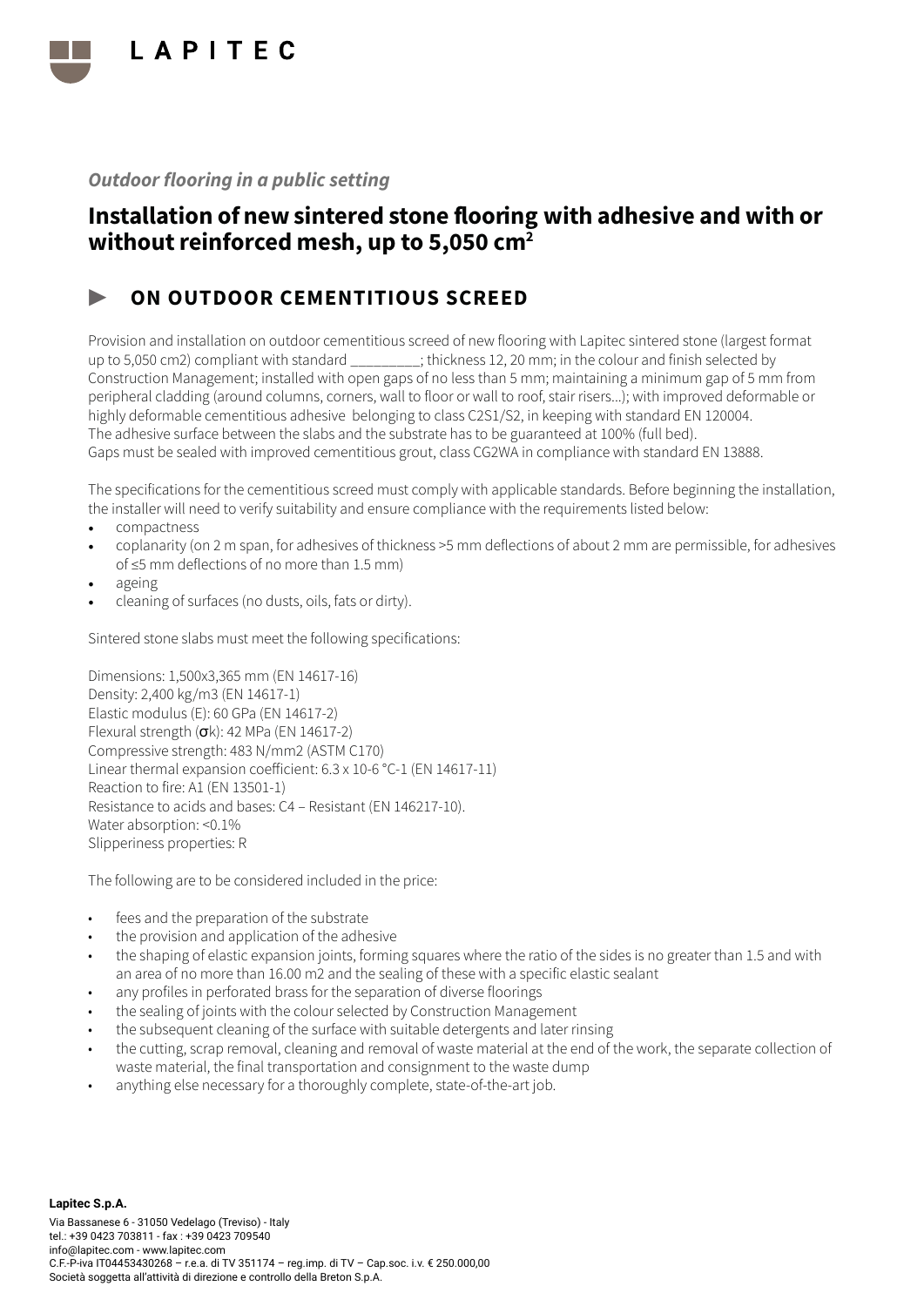LAPITEC

*Outdoor flooring in a public setting*

# Installation of new sintered stone flooring with adhesive and with or without reinforced mesh, up to 5,050 cm²

## ON OUTDOOR CEMENTITIOUS SCREED

Provision and installation on outdoor cementitious screed of new flooring with Lapitec sintered stone (largest format up to 5,050 cm2) compliant with standard _________; thickness 12, 20 mm; in the colour and finish selected by Construction Management; installed with open gaps of no less than 5 mm; maintaining a minimum gap of 5 mm from peripheral cladding (around columns, corners, wall to floor or wall to roof, stair risers...); with improved deformable or highly deformable cementitious adhesive belonging to class C2S1/S2, in keeping with standard EN 120004.
The adhesive surface between the slabs and the substrate has to be guaranteed at 100% (full bed).
Gaps must be sealed with improved cementitious grout, class CG2WA in compliance with standard EN 13888.

The specifications for the cementitious screed must comply with applicable standards. Before beginning the installation, the installer will need to verify suitability and ensure compliance with the requirements listed below:

- compactness
- coplanarity (on 2 m span, for adhesives of thickness >5 mm deflections of about 2 mm are permissible, for adhesives of ≤5 mm deflections of no more than 1.5 mm)
- ageing
- cleaning of surfaces (no dusts, oils, fats or dirty).

Sintered stone slabs must meet the following specifications:

Dimensions: 1,500x3,365 mm (EN 14617-16)
Density: 2,400 kg/m3 (EN 14617-1)
Elastic modulus (E): 60 GPa (EN 14617-2)
Flexural strength (σk): 42 MPa (EN 14617-2)
Compressive strength: 483 N/mm2 (ASTM C170)
Linear thermal expansion coefficient: 6.3 x 10-6 °C-1 (EN 14617-11)
Reaction to fire: A1 (EN 13501-1)
Resistance to acids and bases: C4 – Resistant (EN 146217-10).
Water absorption: <0.1%
Slipperiness properties: R

The following are to be considered included in the price:

- fees and the preparation of the substrate
- the provision and application of the adhesive
- the shaping of elastic expansion joints, forming squares where the ratio of the sides is no greater than 1.5 and with an area of no more than 16.00 m2 and the sealing of these with a specific elastic sealant
- any profiles in perforated brass for the separation of diverse floorings
- the sealing of joints with the colour selected by Construction Management
- the subsequent cleaning of the surface with suitable detergents and later rinsing
- the cutting, scrap removal, cleaning and removal of waste material at the end of the work, the separate collection of waste material, the final transportation and consignment to the waste dump
- anything else necessary for a thoroughly complete, state-of-the-art job.

**Lapitec S.p.A.**
Via Bassanese 6 - 31050 Vedelago (Treviso) - Italy
tel.: +39 0423 703811 - fax : +39 0423 709540
info@lapitec.com - www.lapitec.com
C.F.-P-iva IT04453430268 – r.e.a. di TV 351174 – reg.imp. di TV – Cap.soc. i.v. € 250.000,00
Società soggetta all'attività di direzione e controllo della Breton S.p.A.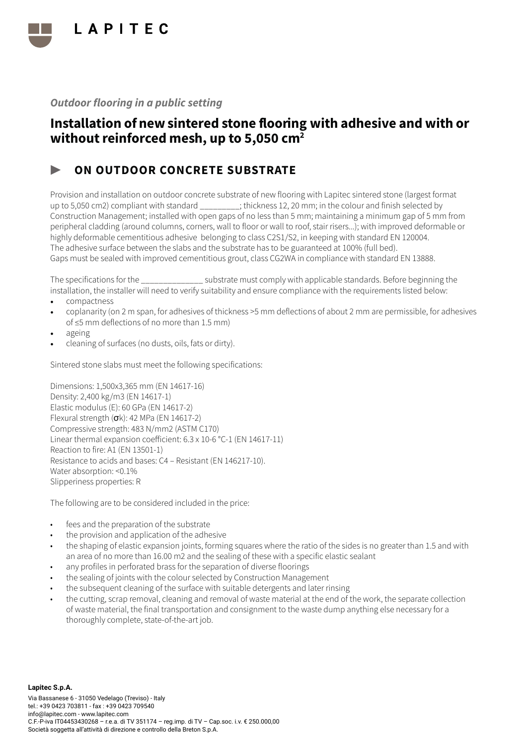*Outdoor flooring in a public setting*

# Installation of new sintered stone flooring with adhesive and with or without reinforced mesh, up to 5,050 cm²

## ► ON OUTDOOR CONCRETE SUBSTRATE

Provision and installation on outdoor concrete substrate of new flooring with Lapitec sintered stone (largest format up to 5,050 cm2) compliant with standard _________; thickness 12, 20 mm; in the colour and finish selected by Construction Management; installed with open gaps of no less than 5 mm; maintaining a minimum gap of 5 mm from peripheral cladding (around columns, corners, wall to floor or wall to roof, stair risers...); with improved deformable or highly deformable cementitious adhesive belonging to class C2S1/S2, in keeping with standard EN 120004.
The adhesive surface between the slabs and the substrate has to be guaranteed at 100% (full bed).
Gaps must be sealed with improved cementitious grout, class CG2WA in compliance with standard EN 13888.

The specifications for the ______________ substrate must comply with applicable standards. Before beginning the installation, the installer will need to verify suitability and ensure compliance with the requirements listed below:

- compactness
- coplanarity (on 2 m span, for adhesives of thickness >5 mm deflections of about 2 mm are permissible, for adhesives of ≤5 mm deflections of no more than 1.5 mm)
- ageing
- cleaning of surfaces (no dusts, oils, fats or dirty).

Sintered stone slabs must meet the following specifications:

Dimensions: 1,500x3,365 mm (EN 14617-16)
Density: 2,400 kg/m3 (EN 14617-1)
Elastic modulus (E): 60 GPa (EN 14617-2)
Flexural strength ($\sigma$k): 42 MPa (EN 14617-2)
Compressive strength: 483 N/mm2 (ASTM C170)
Linear thermal expansion coefficient: 6.3 x 10-6 °C-1 (EN 14617-11)
Reaction to fire: A1 (EN 13501-1)
Resistance to acids and bases: C4 – Resistant (EN 146217-10).
Water absorption: <0.1%
Slipperiness properties: R

The following are to be considered included in the price:

- fees and the preparation of the substrate
- the provision and application of the adhesive
- the shaping of elastic expansion joints, forming squares where the ratio of the sides is no greater than 1.5 and with an area of no more than 16.00 m2 and the sealing of these with a specific elastic sealant
- any profiles in perforated brass for the separation of diverse floorings
- the sealing of joints with the colour selected by Construction Management
- the subsequent cleaning of the surface with suitable detergents and later rinsing
- the cutting, scrap removal, cleaning and removal of waste material at the end of the work, the separate collection of waste material, the final transportation and consignment to the waste dump anything else necessary for a thoroughly complete, state-of-the-art job.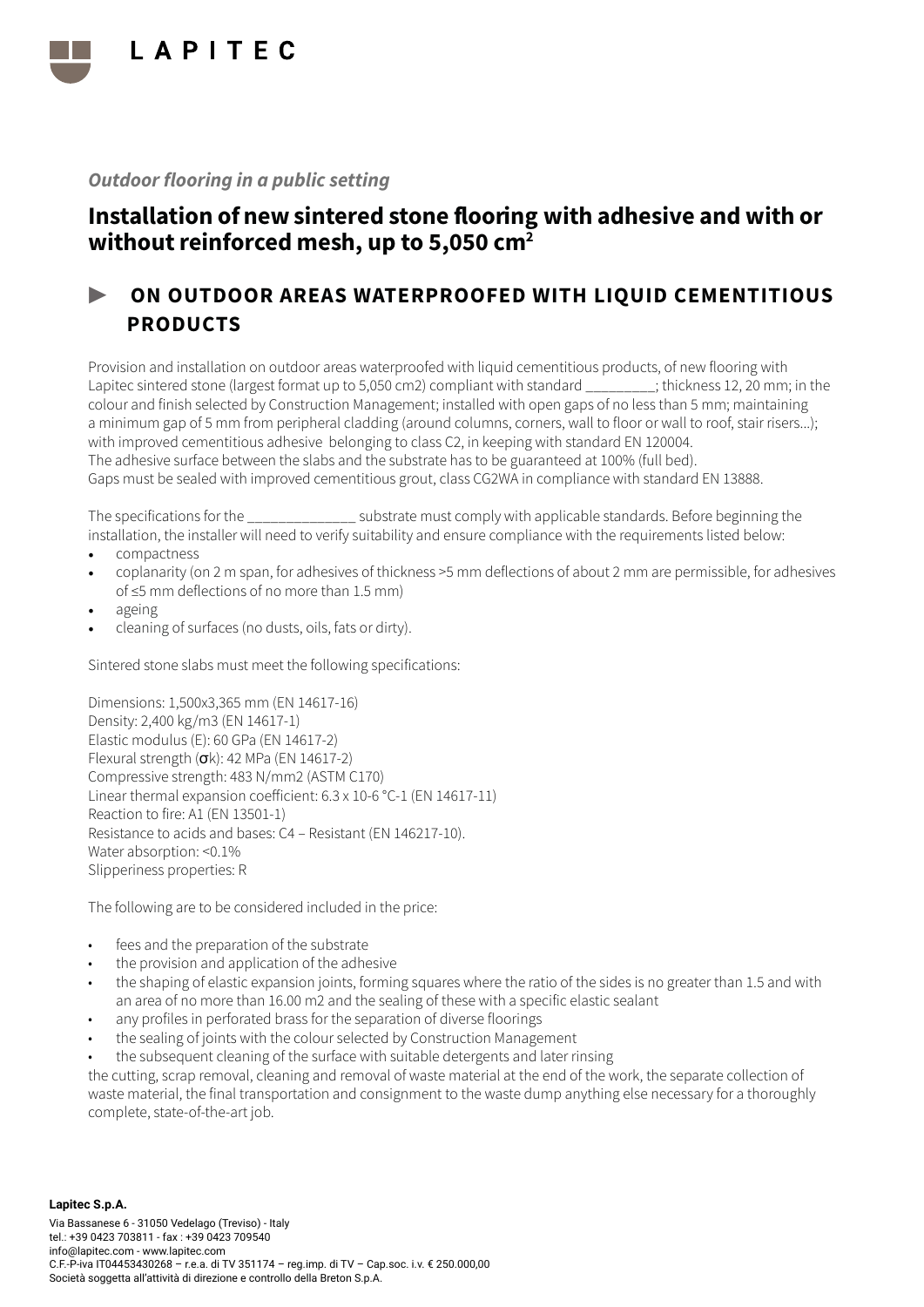*Outdoor flooring in a public setting*

# Installation of new sintered stone flooring with adhesive and with or without reinforced mesh, up to 5,050 cm²

## ► ON OUTDOOR AREAS WATERPROOFED WITH LIQUID CEMENTITIOUS PRODUCTS

Provision and installation on outdoor areas waterproofed with liquid cementitious products, of new flooring with Lapitec sintered stone (largest format up to 5,050 cm2) compliant with standard _________; thickness 12, 20 mm; in the colour and finish selected by Construction Management; installed with open gaps of no less than 5 mm; maintaining a minimum gap of 5 mm from peripheral cladding (around columns, corners, wall to floor or wall to roof, stair risers...); with improved cementitious adhesive belonging to class C2, in keeping with standard EN 120004.
The adhesive surface between the slabs and the substrate has to be guaranteed at 100% (full bed).
Gaps must be sealed with improved cementitious grout, class CG2WA in compliance with standard EN 13888.

The specifications for the ______________ substrate must comply with applicable standards. Before beginning the installation, the installer will need to verify suitability and ensure compliance with the requirements listed below:

- compactness
- coplanarity (on 2 m span, for adhesives of thickness >5 mm deflections of about 2 mm are permissible, for adhesives of ≤5 mm deflections of no more than 1.5 mm)
- ageing
- cleaning of surfaces (no dusts, oils, fats or dirty).

Sintered stone slabs must meet the following specifications:

Dimensions: 1,500x3,365 mm (EN 14617-16)
Density: 2,400 kg/m3 (EN 14617-1)
Elastic modulus (E): 60 GPa (EN 14617-2)
Flexural strength ($\sigma$k): 42 MPa (EN 14617-2)
Compressive strength: 483 N/mm2 (ASTM C170)
Linear thermal expansion coefficient: 6.3 x 10-6 °C-1 (EN 14617-11)
Reaction to fire: A1 (EN 13501-1)
Resistance to acids and bases: C4 – Resistant (EN 146217-10).
Water absorption: <0.1%
Slipperiness properties: R

The following are to be considered included in the price:

- fees and the preparation of the substrate
- the provision and application of the adhesive
- the shaping of elastic expansion joints, forming squares where the ratio of the sides is no greater than 1.5 and with an area of no more than 16.00 m2 and the sealing of these with a specific elastic sealant
- any profiles in perforated brass for the separation of diverse floorings
- the sealing of joints with the colour selected by Construction Management
- the subsequent cleaning of the surface with suitable detergents and later rinsing

the cutting, scrap removal, cleaning and removal of waste material at the end of the work, the separate collection of waste material, the final transportation and consignment to the waste dump anything else necessary for a thoroughly complete, state-of-the-art job.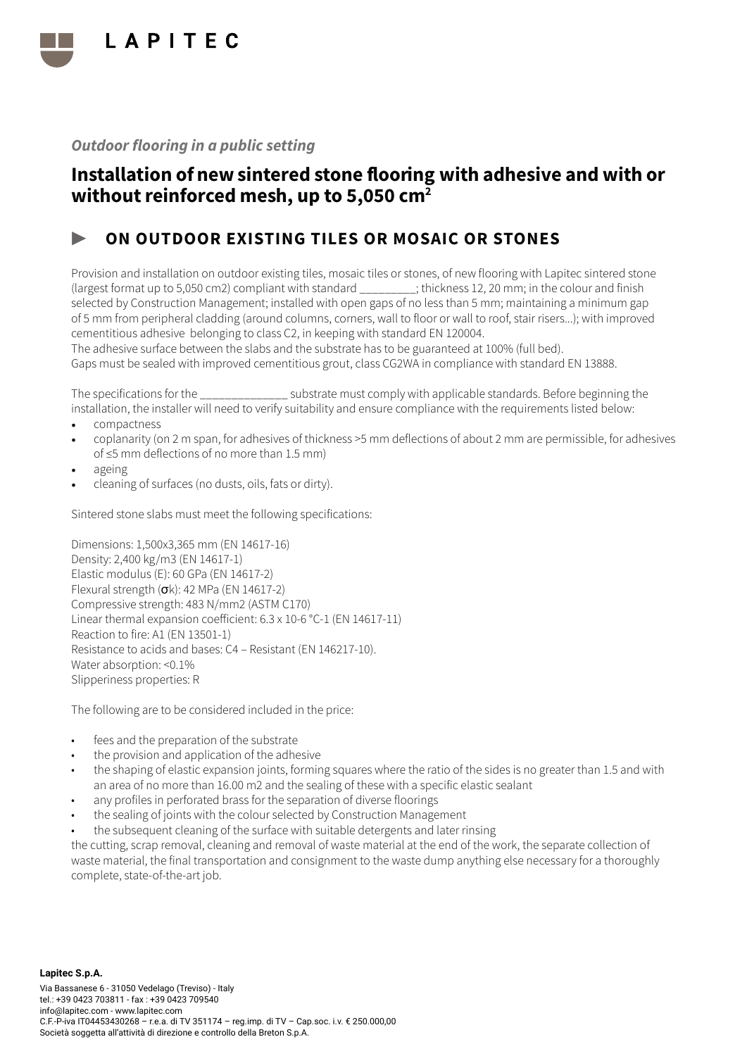*Outdoor flooring in a public setting*

## Installation of new sintered stone flooring with adhesive and with or without reinforced mesh, up to 5,050 cm²

### ▶ ON OUTDOOR EXISTING TILES OR MOSAIC OR STONES

Provision and installation on outdoor existing tiles, mosaic tiles or stones, of new flooring with Lapitec sintered stone (largest format up to 5,050 cm2) compliant with standard _________; thickness 12, 20 mm; in the colour and finish selected by Construction Management; installed with open gaps of no less than 5 mm; maintaining a minimum gap of 5 mm from peripheral cladding (around columns, corners, wall to floor or wall to roof, stair risers...); with improved cementitious adhesive belonging to class C2, in keeping with standard EN 120004.
The adhesive surface between the slabs and the substrate has to be guaranteed at 100% (full bed).
Gaps must be sealed with improved cementitious grout, class CG2WA in compliance with standard EN 13888.

The specifications for the ______________ substrate must comply with applicable standards. Before beginning the installation, the installer will need to verify suitability and ensure compliance with the requirements listed below:

- compactness
- coplanarity (on 2 m span, for adhesives of thickness >5 mm deflections of about 2 mm are permissible, for adhesives of ≤5 mm deflections of no more than 1.5 mm)
- ageing
- cleaning of surfaces (no dusts, oils, fats or dirty).

Sintered stone slabs must meet the following specifications:

Dimensions: 1,500x3,365 mm (EN 14617-16)
Density: 2,400 kg/m3 (EN 14617-1)
Elastic modulus (E): 60 GPa (EN 14617-2)
Flexural strength ($\sigma$k): 42 MPa (EN 14617-2)
Compressive strength: 483 N/mm2 (ASTM C170)
Linear thermal expansion coefficient: 6.3 x 10-6 °C-1 (EN 14617-11)
Reaction to fire: A1 (EN 13501-1)
Resistance to acids and bases: C4 – Resistant (EN 146217-10).
Water absorption: <0.1%
Slipperiness properties: R

The following are to be considered included in the price:

- fees and the preparation of the substrate
- the provision and application of the adhesive
- the shaping of elastic expansion joints, forming squares where the ratio of the sides is no greater than 1.5 and with an area of no more than 16.00 m2 and the sealing of these with a specific elastic sealant
- any profiles in perforated brass for the separation of diverse floorings
- the sealing of joints with the colour selected by Construction Management
- the subsequent cleaning of the surface with suitable detergents and later rinsing

the cutting, scrap removal, cleaning and removal of waste material at the end of the work, the separate collection of waste material, the final transportation and consignment to the waste dump anything else necessary for a thoroughly complete, state-of-the-art job.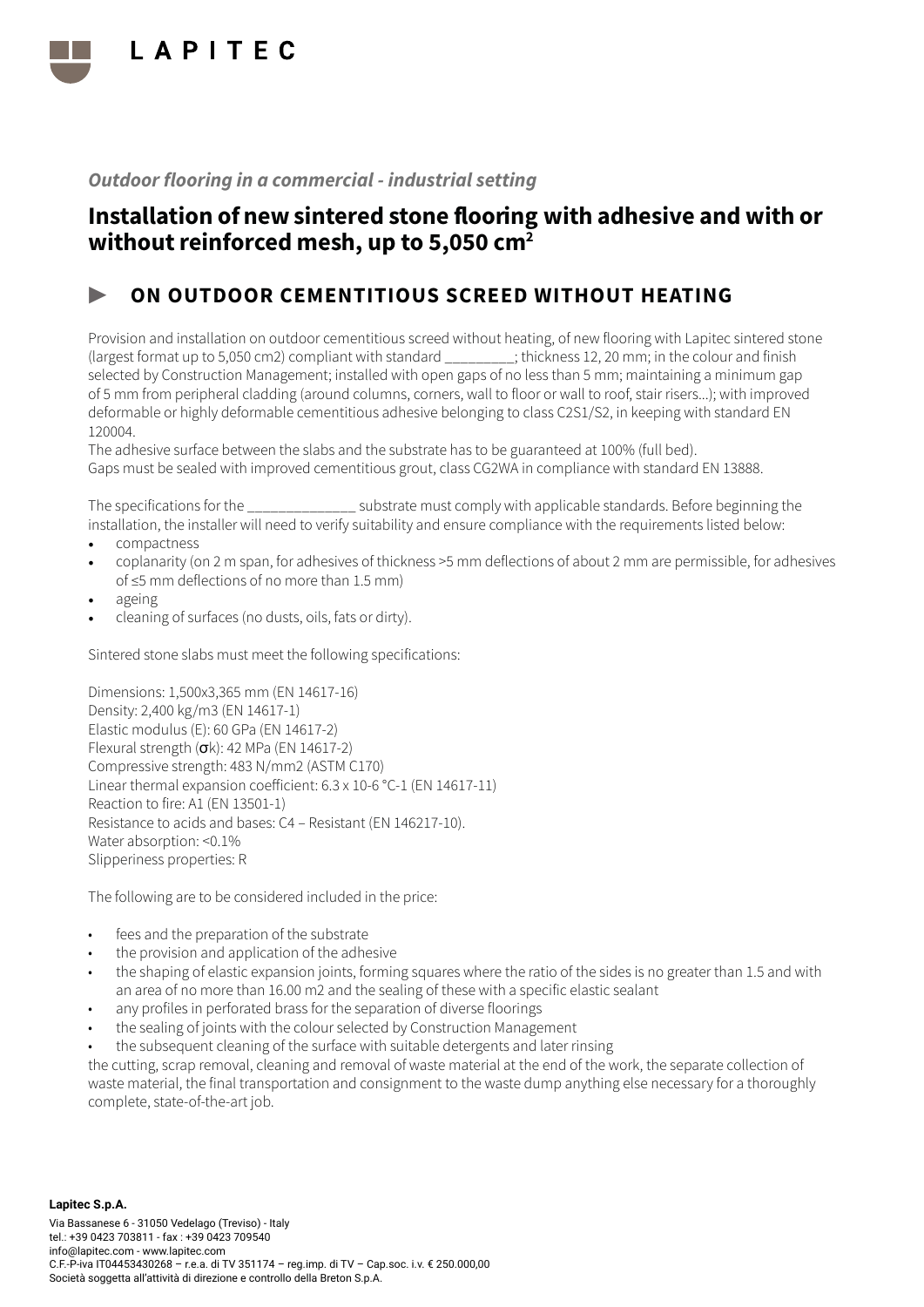*Outdoor flooring in a commercial - industrial setting*

# Installation of new sintered stone flooring with adhesive and with or without reinforced mesh, up to 5,050 cm²

## ► ON OUTDOOR CEMENTITIOUS SCREED WITHOUT HEATING

Provision and installation on outdoor cementitious screed without heating, of new flooring with Lapitec sintered stone (largest format up to 5,050 cm2) compliant with standard _________; thickness 12, 20 mm; in the colour and finish selected by Construction Management; installed with open gaps of no less than 5 mm; maintaining a minimum gap of 5 mm from peripheral cladding (around columns, corners, wall to floor or wall to roof, stair risers...); with improved deformable or highly deformable cementitious adhesive belonging to class C2S1/S2, in keeping with standard EN 120004.
The adhesive surface between the slabs and the substrate has to be guaranteed at 100% (full bed).
Gaps must be sealed with improved cementitious grout, class CG2WA in compliance with standard EN 13888.

The specifications for the ______________ substrate must comply with applicable standards. Before beginning the installation, the installer will need to verify suitability and ensure compliance with the requirements listed below:

- compactness
- coplanarity (on 2 m span, for adhesives of thickness >5 mm deflections of about 2 mm are permissible, for adhesives of ≤5 mm deflections of no more than 1.5 mm)
- ageing
- cleaning of surfaces (no dusts, oils, fats or dirty).

Sintered stone slabs must meet the following specifications:

Dimensions: 1,500x3,365 mm (EN 14617-16)
Density: 2,400 kg/m3 (EN 14617-1)
Elastic modulus (E): 60 GPa (EN 14617-2)
Flexural strength (σk): 42 MPa (EN 14617-2)
Compressive strength: 483 N/mm2 (ASTM C170)
Linear thermal expansion coefficient: 6.3 x 10-6 °C-1 (EN 14617-11)
Reaction to fire: A1 (EN 13501-1)
Resistance to acids and bases: C4 – Resistant (EN 146217-10).
Water absorption: <0.1%
Slipperiness properties: R

The following are to be considered included in the price:

- fees and the preparation of the substrate
- the provision and application of the adhesive
- the shaping of elastic expansion joints, forming squares where the ratio of the sides is no greater than 1.5 and with an area of no more than 16.00 m2 and the sealing of these with a specific elastic sealant
- any profiles in perforated brass for the separation of diverse floorings
- the sealing of joints with the colour selected by Construction Management
- the subsequent cleaning of the surface with suitable detergents and later rinsing

the cutting, scrap removal, cleaning and removal of waste material at the end of the work, the separate collection of waste material, the final transportation and consignment to the waste dump anything else necessary for a thoroughly complete, state-of-the-art job.

**Lapitec S.p.A.**
Via Bassanese 6 - 31050 Vedelago (Treviso) - Italy
tel.: +39 0423 703811 - fax : +39 0423 709540
info@lapitec.com - www.lapitec.com
C.F.-P-iva IT04453430268 – r.e.a. di TV 351174 – reg.imp. di TV – Cap.soc. i.v. € 250.000,00
Società soggetta all'attività di direzione e controllo della Breton S.p.A.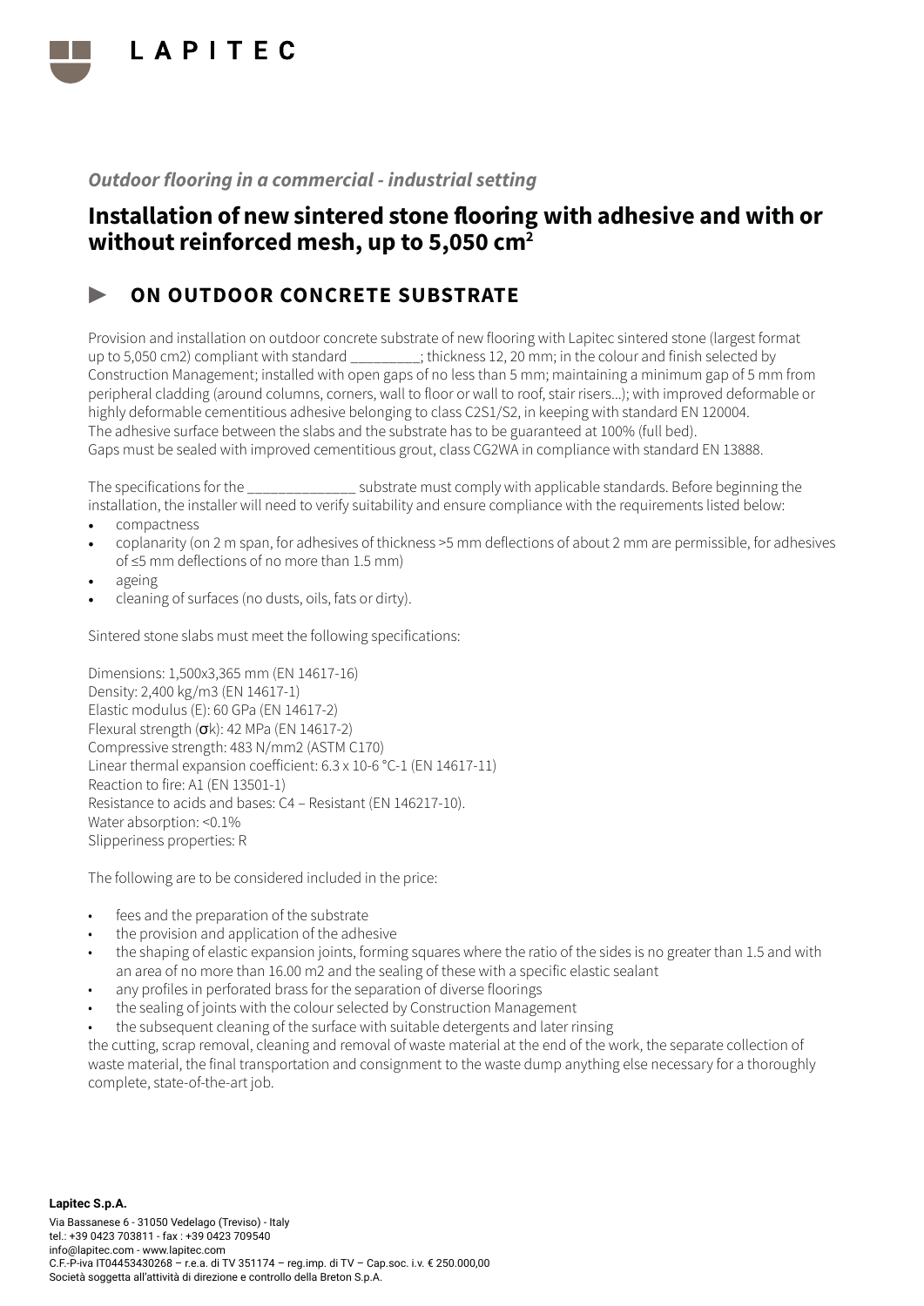*Outdoor flooring in a commercial - industrial setting*

# Installation of new sintered stone flooring with adhesive and with or without reinforced mesh, up to 5,050 cm²

## ▶ ON OUTDOOR CONCRETE SUBSTRATE

Provision and installation on outdoor concrete substrate of new flooring with Lapitec sintered stone (largest format up to 5,050 cm2) compliant with standard _________; thickness 12, 20 mm; in the colour and finish selected by Construction Management; installed with open gaps of no less than 5 mm; maintaining a minimum gap of 5 mm from peripheral cladding (around columns, corners, wall to floor or wall to roof, stair risers...); with improved deformable or highly deformable cementitious adhesive belonging to class C2S1/S2, in keeping with standard EN 120004.
The adhesive surface between the slabs and the substrate has to be guaranteed at 100% (full bed).
Gaps must be sealed with improved cementitious grout, class CG2WA in compliance with standard EN 13888.

The specifications for the ______________ substrate must comply with applicable standards. Before beginning the installation, the installer will need to verify suitability and ensure compliance with the requirements listed below:

- compactness
- coplanarity (on 2 m span, for adhesives of thickness >5 mm deflections of about 2 mm are permissible, for adhesives of ≤5 mm deflections of no more than 1.5 mm)
- ageing
- cleaning of surfaces (no dusts, oils, fats or dirty).

Sintered stone slabs must meet the following specifications:

Dimensions: 1,500x3,365 mm (EN 14617-16)
Density: 2,400 kg/m3 (EN 14617-1)
Elastic modulus (E): 60 GPa (EN 14617-2)
Flexural strength (σk): 42 MPa (EN 14617-2)
Compressive strength: 483 N/mm2 (ASTM C170)
Linear thermal expansion coefficient: 6.3 x 10-6 °C-1 (EN 14617-11)
Reaction to fire: A1 (EN 13501-1)
Resistance to acids and bases: C4 – Resistant (EN 146217-10).
Water absorption: <0.1%
Slipperiness properties: R

The following are to be considered included in the price:

- fees and the preparation of the substrate
- the provision and application of the adhesive
- the shaping of elastic expansion joints, forming squares where the ratio of the sides is no greater than 1.5 and with an area of no more than 16.00 m2 and the sealing of these with a specific elastic sealant
- any profiles in perforated brass for the separation of diverse floorings
- the sealing of joints with the colour selected by Construction Management
- the subsequent cleaning of the surface with suitable detergents and later rinsing

the cutting, scrap removal, cleaning and removal of waste material at the end of the work, the separate collection of waste material, the final transportation and consignment to the waste dump anything else necessary for a thoroughly complete, state-of-the-art job.

**Lapitec S.p.A.**
Via Bassanese 6 - 31050 Vedelago (Treviso) - Italy
tel.: +39 0423 703811 - fax : +39 0423 709540
info@lapitec.com - www.lapitec.com
C.F.-P-iva IT04453430268 – r.e.a. di TV 351174 – reg.imp. di TV – Cap.soc. i.v. € 250.000,00
Società soggetta all'attività di direzione e controllo della Breton S.p.A.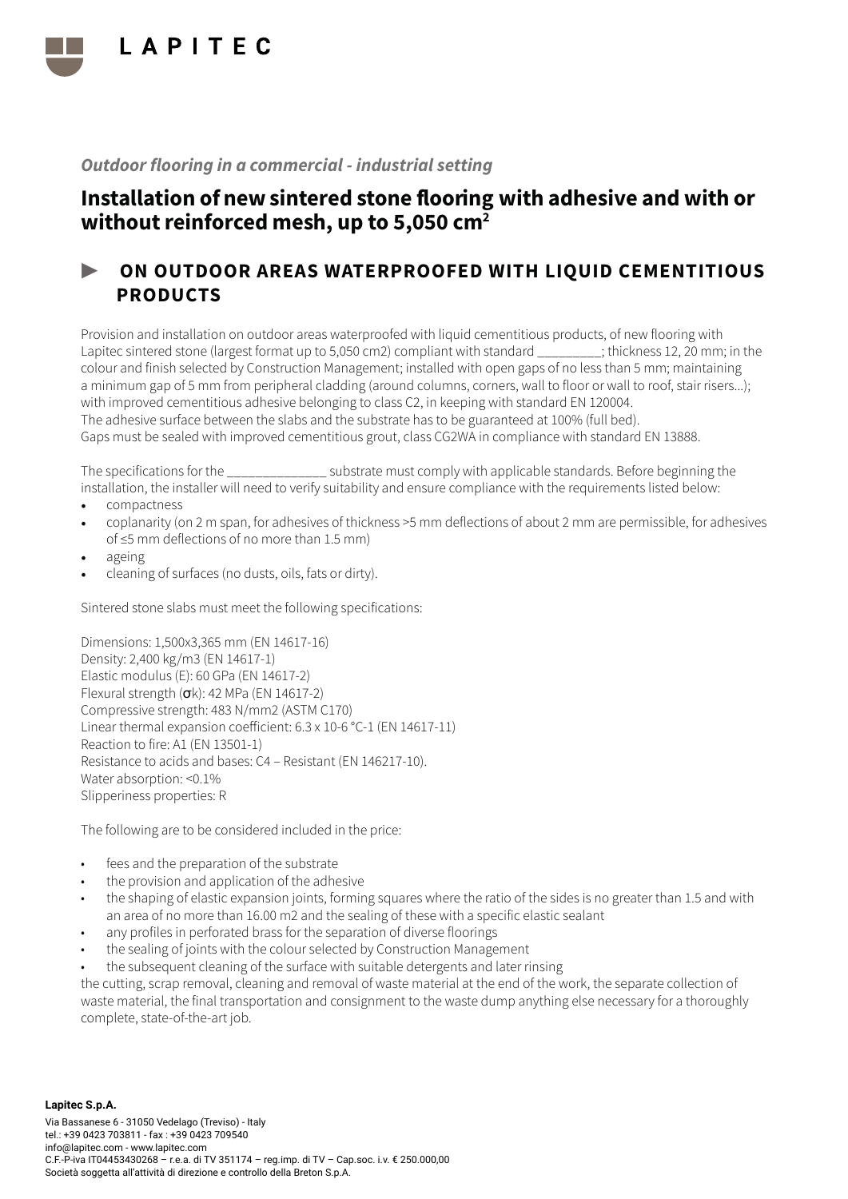*Outdoor flooring in a commercial - industrial setting*

# Installation of new sintered stone flooring with adhesive and with or without reinforced mesh, up to 5,050 cm²

## ► ON OUTDOOR AREAS WATERPROOFED WITH LIQUID CEMENTITIOUS PRODUCTS

Provision and installation on outdoor areas waterproofed with liquid cementitious products, of new flooring with Lapitec sintered stone (largest format up to 5,050 cm2) compliant with standard _________; thickness 12, 20 mm; in the colour and finish selected by Construction Management; installed with open gaps of no less than 5 mm; maintaining a minimum gap of 5 mm from peripheral cladding (around columns, corners, wall to floor or wall to roof, stair risers...); with improved cementitious adhesive belonging to class C2, in keeping with standard EN 120004.
The adhesive surface between the slabs and the substrate has to be guaranteed at 100% (full bed).
Gaps must be sealed with improved cementitious grout, class CG2WA in compliance with standard EN 13888.

The specifications for the ______________ substrate must comply with applicable standards. Before beginning the installation, the installer will need to verify suitability and ensure compliance with the requirements listed below:

- compactness
- coplanarity (on 2 m span, for adhesives of thickness >5 mm deflections of about 2 mm are permissible, for adhesives of ≤5 mm deflections of no more than 1.5 mm)
- ageing
- cleaning of surfaces (no dusts, oils, fats or dirty).

Sintered stone slabs must meet the following specifications:

Dimensions: 1,500x3,365 mm (EN 14617-16)
Density: 2,400 kg/m3 (EN 14617-1)
Elastic modulus (E): 60 GPa (EN 14617-2)
Flexural strength (σk): 42 MPa (EN 14617-2)
Compressive strength: 483 N/mm2 (ASTM C170)
Linear thermal expansion coefficient: 6.3 x 10-6 °C-1 (EN 14617-11)
Reaction to fire: A1 (EN 13501-1)
Resistance to acids and bases: C4 – Resistant (EN 146217-10).
Water absorption: <0.1%
Slipperiness properties: R

The following are to be considered included in the price:

- fees and the preparation of the substrate
- the provision and application of the adhesive
- the shaping of elastic expansion joints, forming squares where the ratio of the sides is no greater than 1.5 and with an area of no more than 16.00 m2 and the sealing of these with a specific elastic sealant
- any profiles in perforated brass for the separation of diverse floorings
- the sealing of joints with the colour selected by Construction Management
- the subsequent cleaning of the surface with suitable detergents and later rinsing

the cutting, scrap removal, cleaning and removal of waste material at the end of the work, the separate collection of waste material, the final transportation and consignment to the waste dump anything else necessary for a thoroughly complete, state-of-the-art job.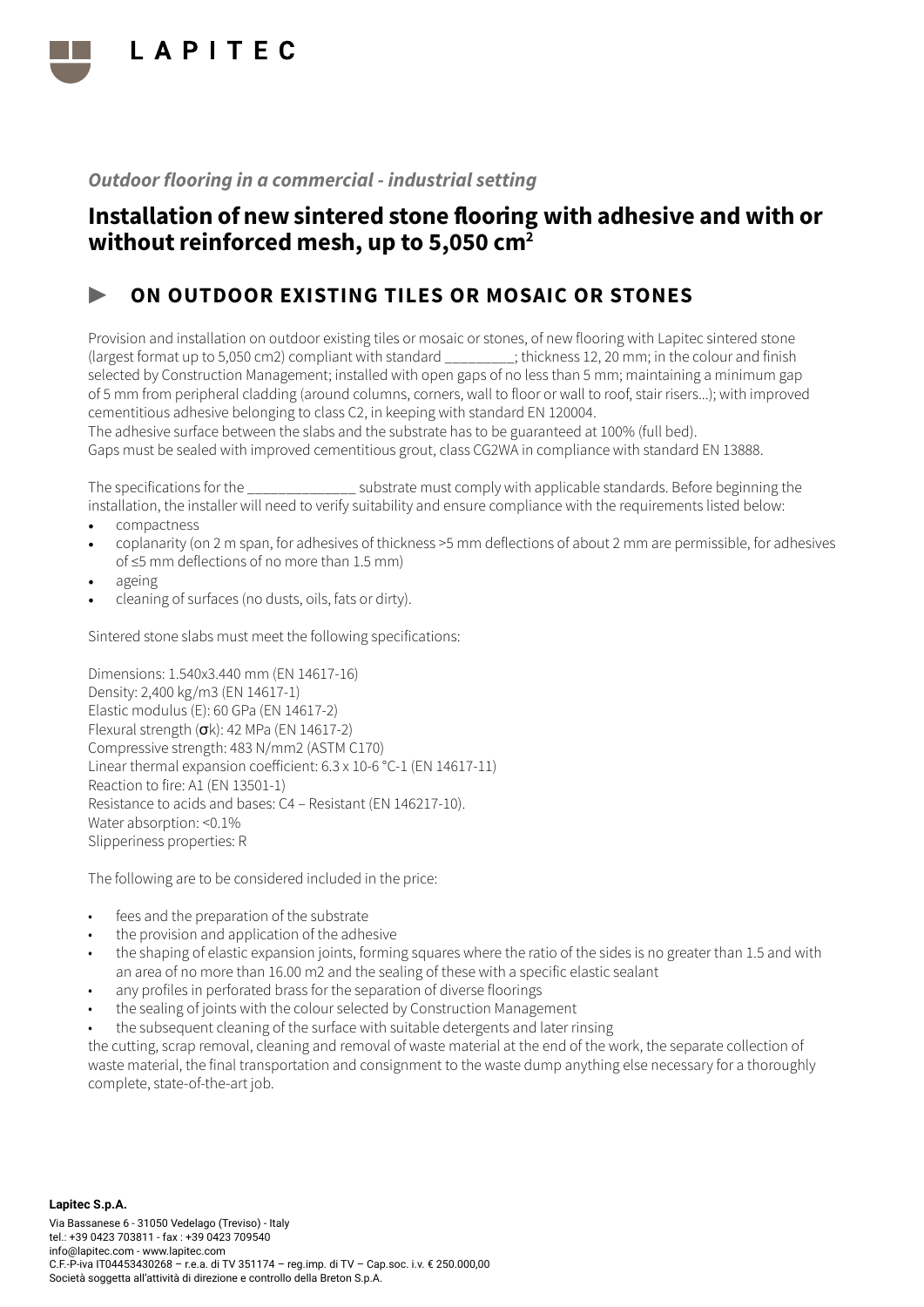LAPITEC

*Outdoor flooring in a commercial - industrial setting*

# Installation of new sintered stone flooring with adhesive and with or without reinforced mesh, up to 5,050 cm²

## ► ON OUTDOOR EXISTING TILES OR MOSAIC OR STONES

Provision and installation on outdoor existing tiles or mosaic or stones, of new flooring with Lapitec sintered stone (largest format up to 5,050 cm2) compliant with standard _________; thickness 12, 20 mm; in the colour and finish selected by Construction Management; installed with open gaps of no less than 5 mm; maintaining a minimum gap of 5 mm from peripheral cladding (around columns, corners, wall to floor or wall to roof, stair risers...); with improved cementitious adhesive belonging to class C2, in keeping with standard EN 120004.
The adhesive surface between the slabs and the substrate has to be guaranteed at 100% (full bed).
Gaps must be sealed with improved cementitious grout, class CG2WA in compliance with standard EN 13888.

The specifications for the ______________ substrate must comply with applicable standards. Before beginning the installation, the installer will need to verify suitability and ensure compliance with the requirements listed below:

- compactness
- coplanarity (on 2 m span, for adhesives of thickness >5 mm deflections of about 2 mm are permissible, for adhesives of ≤5 mm deflections of no more than 1.5 mm)
- ageing
- cleaning of surfaces (no dusts, oils, fats or dirty).

Sintered stone slabs must meet the following specifications:

Dimensions: 1.540x3.440 mm (EN 14617-16)
Density: 2,400 kg/m3 (EN 14617-1)
Elastic modulus (E): 60 GPa (EN 14617-2)
Flexural strength ($\sigma$k): 42 MPa (EN 14617-2)
Compressive strength: 483 N/mm2 (ASTM C170)
Linear thermal expansion coefficient: 6.3 x 10-6 °C-1 (EN 14617-11)
Reaction to fire: A1 (EN 13501-1)
Resistance to acids and bases: C4 – Resistant (EN 146217-10).
Water absorption: <0.1%
Slipperiness properties: R

The following are to be considered included in the price:

- fees and the preparation of the substrate
- the provision and application of the adhesive
- the shaping of elastic expansion joints, forming squares where the ratio of the sides is no greater than 1.5 and with an area of no more than 16.00 m2 and the sealing of these with a specific elastic sealant
- any profiles in perforated brass for the separation of diverse floorings
- the sealing of joints with the colour selected by Construction Management
- the subsequent cleaning of the surface with suitable detergents and later rinsing

the cutting, scrap removal, cleaning and removal of waste material at the end of the work, the separate collection of waste material, the final transportation and consignment to the waste dump anything else necessary for a thoroughly complete, state-of-the-art job.

**Lapitec S.p.A.**
Via Bassanese 6 - 31050 Vedelago (Treviso) - Italy
tel.: +39 0423 703811 - fax : +39 0423 709540
info@lapitec.com - www.lapitec.com
C.F.-P-iva IT04453430268 – r.e.a. di TV 351174 – reg.imp. di TV – Cap.soc. i.v. € 250.000,00
Società soggetta all'attività di direzione e controllo della Breton S.p.A.